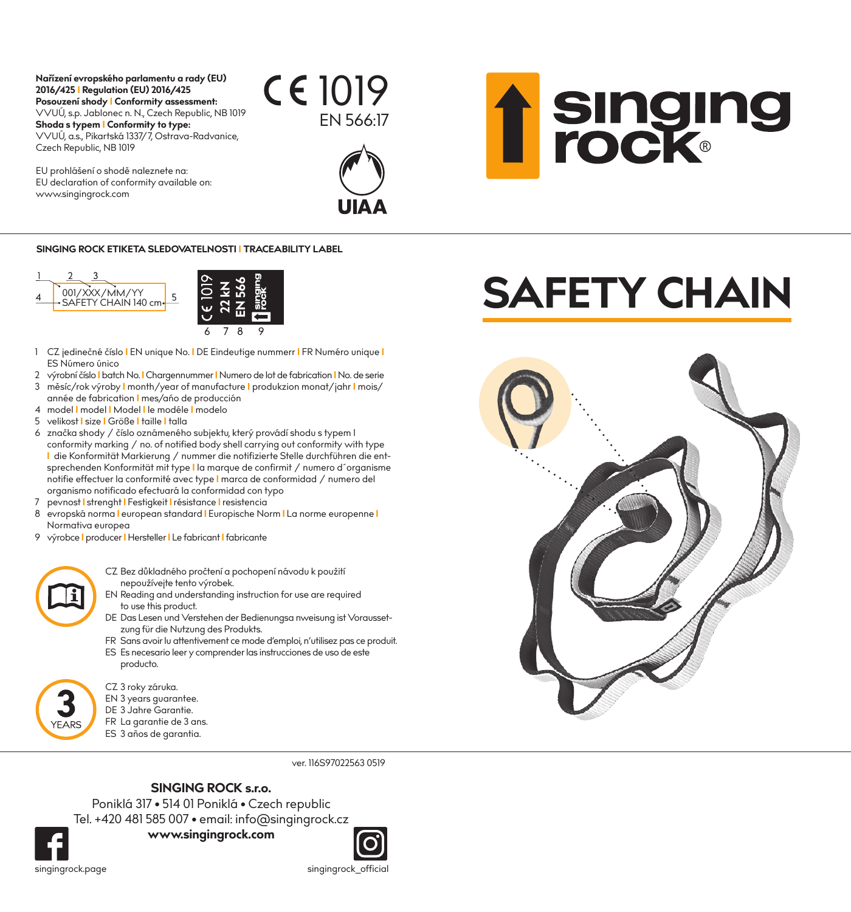**Nařízení evropského parlamentu a rady (EU) 2016/425 | Regulation (EU) 2016/425**
**Posouzení shody | Conformity assessment:**
VVUÚ, s.p. Jablonec n. N., Czech Republic, NB 1019
**Shoda s typem | Conformity to type:**
VVUÚ, a.s., Pikartská 1337/7, Ostrava-Radvanice, Czech Republic, NB 1019

EU prohlášení o shodě naleznete na:
EU declaration of conformity available on:
www.singingrock.com

CE 1019
EN 566:17

UIAA

singing rock®

# SAFETY CHAIN

**SINGING ROCK ETIKETA SLEDOVATELNOSTI | TRACEABILITY LABEL**

001/XXX/MM/YY
SAFETY CHAIN 140 cm

CE 1019 | 22 kN | EN 566 | singing rock

1. CZ jedinečné číslo | EN unique No. | DE Eindeutige nummerr | FR Numéro unique | ES Número único
2. výrobní číslo | batch No. | Chargennummer | Numero de lot de fabrication | No. de serie
3. měsíc/rok výroby | month/year of manufacture | produkzion monat/jahr | mois/année de fabrication | mes/año de producción
4. model | model | Model | le modéle | modelo
5. velikost | size | Größe | taille | talla
6. značka shody / číslo oznámeného subjektu, který provádí shodu s typem | conformity marking / no. of notified body shell carrying out conformity with type | die Konformität Markierung / nummer die notifizierte Stelle durchführen die entsprechenden Konformität mit type | la marque de confirmit / numero d´organisme notifie effectuer la conformité avec type | marca de conformidad / numero del organismo notificado efectuará la conformidad con typo
7. pevnost | strenght | Festigkeit | résistance | resistencia
8. evropská norma | european standard | Europische Norm | La norme europenne | Normativa europea
9. výrobce | producer | Hersteller | Le fabricant | fabricante

CZ Bez důkladného pročtení a pochopení návodu k použití nepoužívejte tento výrobek.
EN Reading and understanding instruction for use are required to use this product.
DE Das Lesen und Verstehen der Bedienungsa nweisung ist Voraussetzung für die Nutzung des Produkts.
FR Sans avoir lu attentivement ce mode d'emploi, n'utilisez pas ce produit.
ES Es necesario leer y comprender las instrucciones de uso de este producto.

3 YEARS

CZ 3 roky záruka.
EN 3 years guarantee.
DE 3 Jahre Garantie.
FR La garantie de 3 ans.
ES 3 años de garantia.

ver. 116S97022563 0519

**SINGING ROCK s.r.o.**
Poniklá 317 • 514 01 Poniklá • Czech republic
Tel. +420 481 585 007 • email: info@singingrock.cz
**www.singingrock.com**

singingrock.page

singingrock_official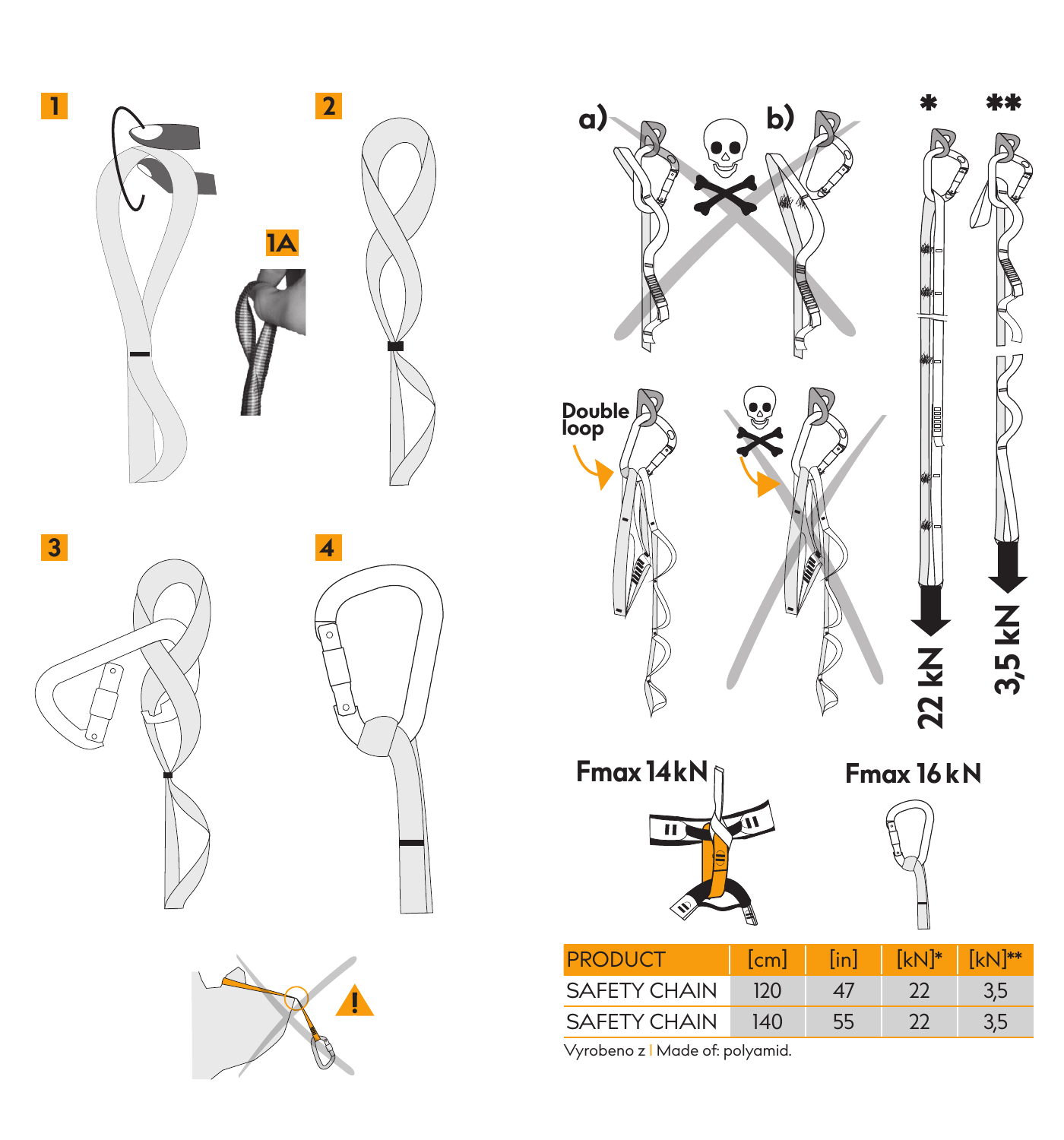1

1A

2

3

4

a)

b)

*

**

Double loop

22 kN

3,5 kN

Fmax 14 kN

Fmax 16 kN

| PRODUCT | [cm] | [in] | [kN]* | [kN]** |
|---|---|---|---|---|
| SAFETY CHAIN | 120 | 47 | 22 | 3,5 |
| SAFETY CHAIN | 140 | 55 | 22 | 3,5 |

Vyrobeno z | Made of: polyamid.